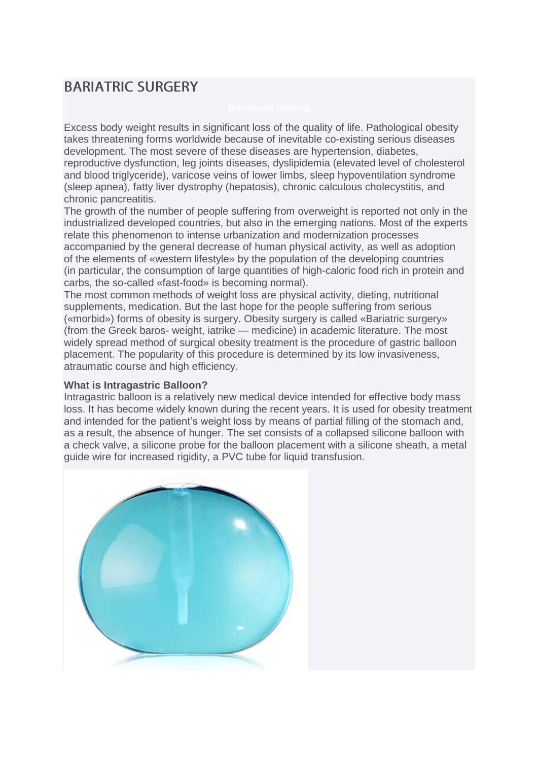# BARIATRIC SURGERY

Download catalog

Excess body weight results in significant loss of the quality of life. Pathological obesity takes threatening forms worldwide because of inevitable co-existing serious diseases development. The most severe of these diseases are hypertension, diabetes, reproductive dysfunction, leg joints diseases, dyslipidemia (elevated level of cholesterol and blood triglyceride), varicose veins of lower limbs, sleep hypoventilation syndrome (sleep apnea), fatty liver dystrophy (hepatosis), chronic calculous cholecystitis, and chronic pancreatitis.

The growth of the number of people suffering from overweight is reported not only in the industrialized developed countries, but also in the emerging nations. Most of the experts relate this phenomenon to intense urbanization and modernization processes accompanied by the general decrease of human physical activity, as well as adoption of the elements of «western lifestyle» by the population of the developing countries (in particular, the consumption of large quantities of high-caloric food rich in protein and carbs, the so-called «fast-food» is becoming normal).

The most common methods of weight loss are physical activity, dieting, nutritional supplements, medication. But the last hope for the people suffering from serious («morbid») forms of obesity is surgery. Obesity surgery is called «Bariatric surgery» (from the Greek baros- weight, iatrike — medicine) in academic literature. The most widely spread method of surgical obesity treatment is the procedure of gastric balloon placement. The popularity of this procedure is determined by its low invasiveness, atraumatic course and high efficiency.

**What is Intragastric Balloon?**

Intragastric balloon is a relatively new medical device intended for effective body mass loss. It has become widely known during the recent years. It is used for obesity treatment and intended for the patient's weight loss by means of partial filling of the stomach and, as a result, the absence of hunger. The set consists of a collapsed silicone balloon with a check valve, a silicone probe for the balloon placement with a silicone sheath, a metal guide wire for increased rigidity, a PVC tube for liquid transfusion.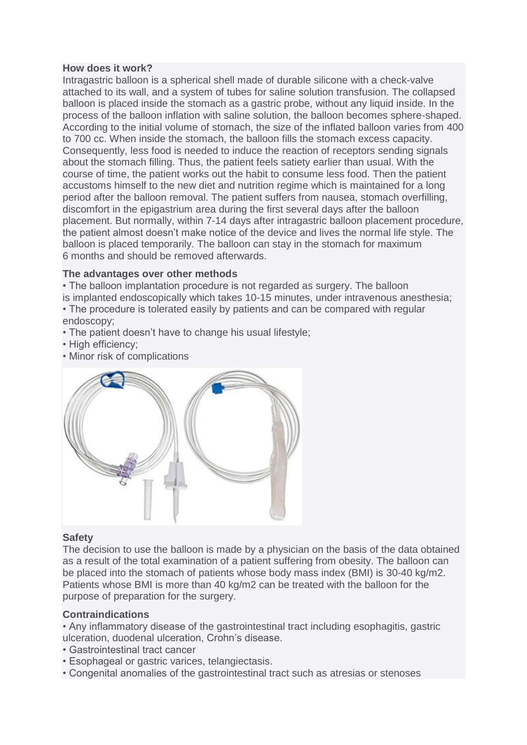**How does it work?**

Intragastric balloon is a spherical shell made of durable silicone with a check-valve attached to its wall, and a system of tubes for saline solution transfusion. The collapsed balloon is placed inside the stomach as a gastric probe, without any liquid inside. In the process of the balloon inflation with saline solution, the balloon becomes sphere-shaped. According to the initial volume of stomach, the size of the inflated balloon varies from 400 to 700 cc. When inside the stomach, the balloon fills the stomach excess capacity. Consequently, less food is needed to induce the reaction of receptors sending signals about the stomach filling. Thus, the patient feels satiety earlier than usual. With the course of time, the patient works out the habit to consume less food. Then the patient accustoms himself to the new diet and nutrition regime which is maintained for a long period after the balloon removal. The patient suffers from nausea, stomach overfilling, discomfort in the epigastrium area during the first several days after the balloon placement. But normally, within 7-14 days after intragastric balloon placement procedure, the patient almost doesn't make notice of the device and lives the normal life style. The balloon is placed temporarily. The balloon can stay in the stomach for maximum 6 months and should be removed afterwards.

**The advantages over other methods**

- The balloon implantation procedure is not regarded as surgery. The balloon is implanted endoscopically which takes 10-15 minutes, under intravenous anesthesia;
- The procedure is tolerated easily by patients and can be compared with regular endoscopy;
- The patient doesn't have to change his usual lifestyle;
- High efficiency;
- Minor risk of complications

**Safety**

The decision to use the balloon is made by a physician on the basis of the data obtained as a result of the total examination of a patient suffering from obesity. The balloon can be placed into the stomach of patients whose body mass index (BMI) is 30-40 kg/m2. Patients whose BMI is more than 40 kg/m2 can be treated with the balloon for the purpose of preparation for the surgery.

**Contraindications**

- Any inflammatory disease of the gastrointestinal tract including esophagitis, gastric ulceration, duodenal ulceration, Crohn's disease.
- Gastrointestinal tract cancer
- Esophageal or gastric varices, telangiectasis.
- Congenital anomalies of the gastrointestinal tract such as atresias or stenoses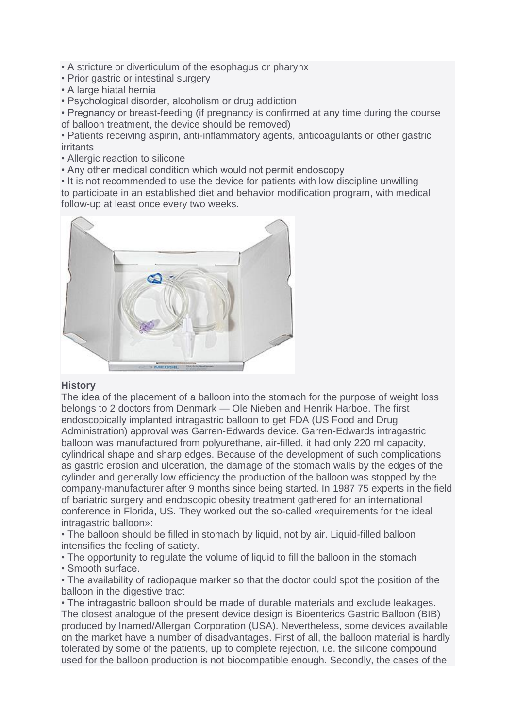- A stricture or diverticulum of the esophagus or pharynx
- Prior gastric or intestinal surgery
- A large hiatal hernia
- Psychological disorder, alcoholism or drug addiction
- Pregnancy or breast-feeding (if pregnancy is confirmed at any time during the course of balloon treatment, the device should be removed)
- Patients receiving aspirin, anti-inflammatory agents, anticoagulants or other gastric irritants
- Allergic reaction to silicone
- Any other medical condition which would not permit endoscopy
- It is not recommended to use the device for patients with low discipline unwilling to participate in an established diet and behavior modification program, with medical follow-up at least once every two weeks.

**History**

The idea of the placement of a balloon into the stomach for the purpose of weight loss belongs to 2 doctors from Denmark — Ole Nieben and Henrik Harboe. The first endoscopically implanted intragastric balloon to get FDA (US Food and Drug Administration) approval was Garren-Edwards device. Garren-Edwards intragastric balloon was manufactured from polyurethane, air-filled, it had only 220 ml capacity, cylindrical shape and sharp edges. Because of the development of such complications as gastric erosion and ulceration, the damage of the stomach walls by the edges of the cylinder and generally low efficiency the production of the balloon was stopped by the company-manufacturer after 9 months since being started. In 1987 75 experts in the field of bariatric surgery and endoscopic obesity treatment gathered for an international conference in Florida, US. They worked out the so-called «requirements for the ideal intragastric balloon»:

- The balloon should be filled in stomach by liquid, not by air. Liquid-filled balloon intensifies the feeling of satiety.
- The opportunity to regulate the volume of liquid to fill the balloon in the stomach
- Smooth surface.
- The availability of radiopaque marker so that the doctor could spot the position of the balloon in the digestive tract
- The intragastric balloon should be made of durable materials and exclude leakages.

The closest analogue of the present device design is Bioenterics Gastric Balloon (BIB) produced by Inamed/Allergan Corporation (USA). Nevertheless, some devices available on the market have a number of disadvantages. First of all, the balloon material is hardly tolerated by some of the patients, up to complete rejection, i.e. the silicone compound used for the balloon production is not biocompatible enough. Secondly, the cases of the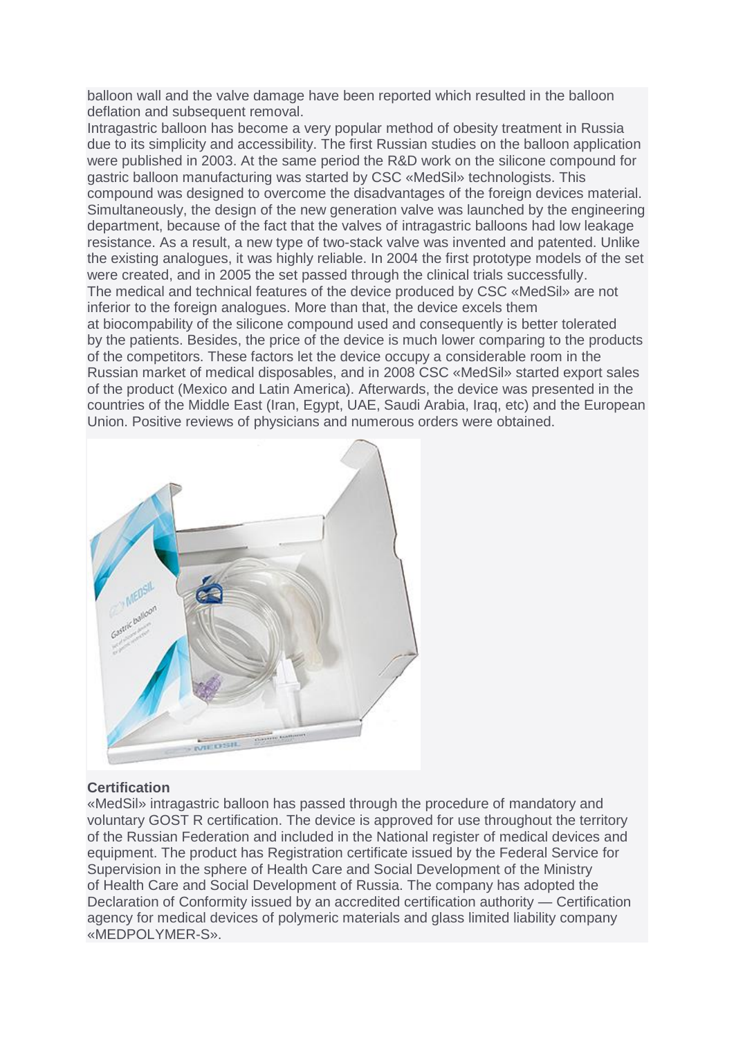balloon wall and the valve damage have been reported which resulted in the balloon deflation and subsequent removal.

Intragastric balloon has become a very popular method of obesity treatment in Russia due to its simplicity and accessibility. The first Russian studies on the balloon application were published in 2003. At the same period the R&D work on the silicone compound for gastric balloon manufacturing was started by CSC «MedSil» technologists. This compound was designed to overcome the disadvantages of the foreign devices material. Simultaneously, the design of the new generation valve was launched by the engineering department, because of the fact that the valves of intragastric balloons had low leakage resistance. As a result, a new type of two-stack valve was invented and patented. Unlike the existing analogues, it was highly reliable. In 2004 the first prototype models of the set were created, and in 2005 the set passed through the clinical trials successfully.

The medical and technical features of the device produced by CSC «MedSil» are not inferior to the foreign analogues. More than that, the device excels them at biocompability of the silicone compound used and consequently is better tolerated by the patients. Besides, the price of the device is much lower comparing to the products of the competitors. These factors let the device occupy a considerable room in the Russian market of medical disposables, and in 2008 CSC «MedSil» started export sales of the product (Mexico and Latin America). Afterwards, the device was presented in the countries of the Middle East (Iran, Egypt, UAE, Saudi Arabia, Iraq, etc) and the European Union. Positive reviews of physicians and numerous orders were obtained.

**Certification**

«MedSil» intragastric balloon has passed through the procedure of mandatory and voluntary GOST R certification. The device is approved for use throughout the territory of the Russian Federation and included in the National register of medical devices and equipment. The product has Registration certificate issued by the Federal Service for Supervision in the sphere of Health Care and Social Development of the Ministry of Health Care and Social Development of Russia. The company has adopted the Declaration of Conformity issued by an accredited certification authority — Certification agency for medical devices of polymeric materials and glass limited liability company «MEDPOLYMER-S».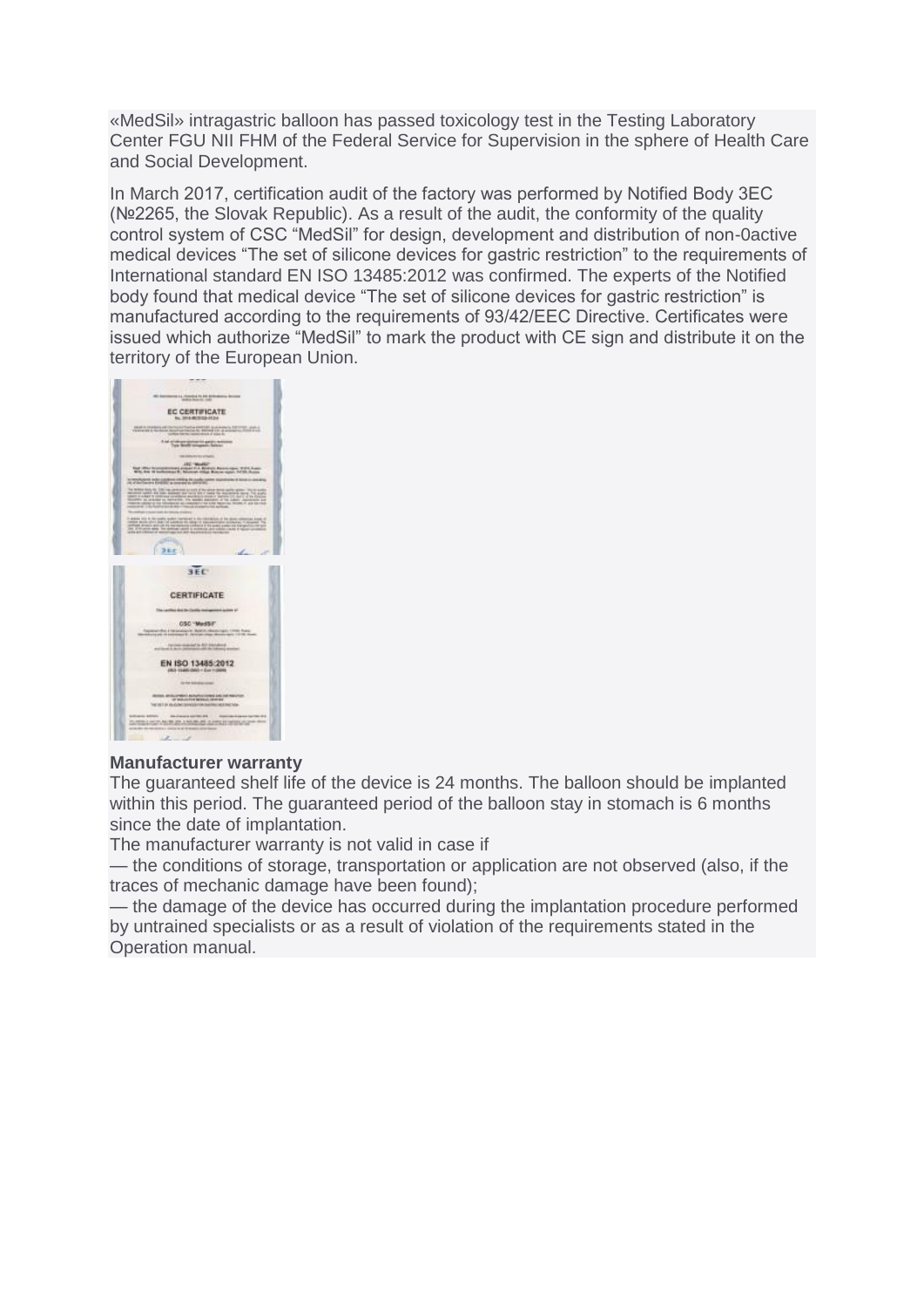«MedSil» intragastric balloon has passed toxicology test in the Testing Laboratory Center FGU NII FHM of the Federal Service for Supervision in the sphere of Health Care and Social Development.

In March 2017, certification audit of the factory was performed by Notified Body 3EC (№2265, the Slovak Republic). As a result of the audit, the conformity of the quality control system of CSC "MedSil" for design, development and distribution of non-0active medical devices "The set of silicone devices for gastric restriction" to the requirements of International standard EN ISO 13485:2012 was confirmed. The experts of the Notified body found that medical device "The set of silicone devices for gastric restriction" is manufactured according to the requirements of 93/42/EEC Directive. Certificates were issued which authorize "MedSil" to mark the product with CE sign and distribute it on the territory of the European Union.

**Manufacturer warranty**

The guaranteed shelf life of the device is 24 months. The balloon should be implanted within this period. The guaranteed period of the balloon stay in stomach is 6 months since the date of implantation.

The manufacturer warranty is not valid in case if

— the conditions of storage, transportation or application are not observed (also, if the traces of mechanic damage have been found);

— the damage of the device has occurred during the implantation procedure performed by untrained specialists or as a result of violation of the requirements stated in the Operation manual.